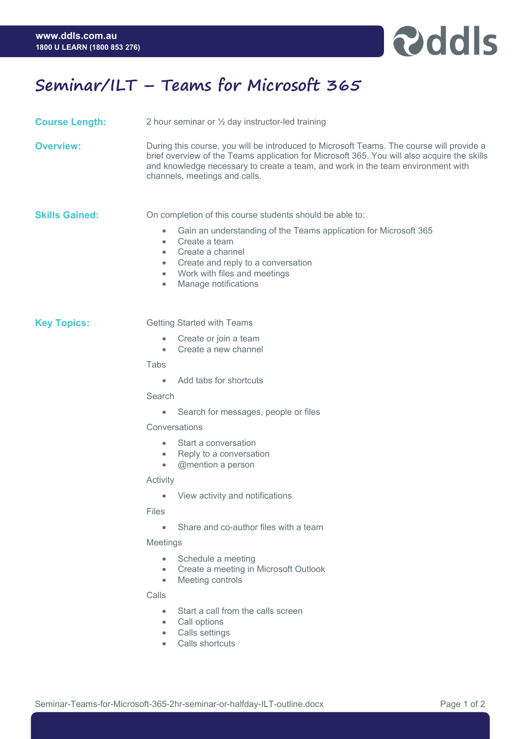# Seminar/ILT – Teams for Microsoft 365

**Course Length:** 2 hour seminar or ½ day instructor-led training

**Overview:** During this course, you will be introduced to Microsoft Teams. The course will provide a brief overview of the Teams application for Microsoft 365. You will also acquire the skills and knowledge necessary to create a team, and work in the team environment with channels, meetings and calls.

**Skills Gained:** On completion of this course students should be able to:

- Gain an understanding of the Teams application for Microsoft 365
- Create a team
- Create a channel
- Create and reply to a conversation
- Work with files and meetings
- Manage notifications

**Key Topics:**

Getting Started with Teams

- Create or join a team
- Create a new channel

Tabs

- Add tabs for shortcuts

Search

- Search for messages, people or files

Conversations

- Start a conversation
- Reply to a conversation
- @mention a person

Activity

- View activity and notifications

Files

- Share and co-author files with a team

Meetings

- Schedule a meeting
- Create a meeting in Microsoft Outlook
- Meeting controls

Calls

- Start a call from the calls screen
- Call options
- Calls settings
- Calls shortcuts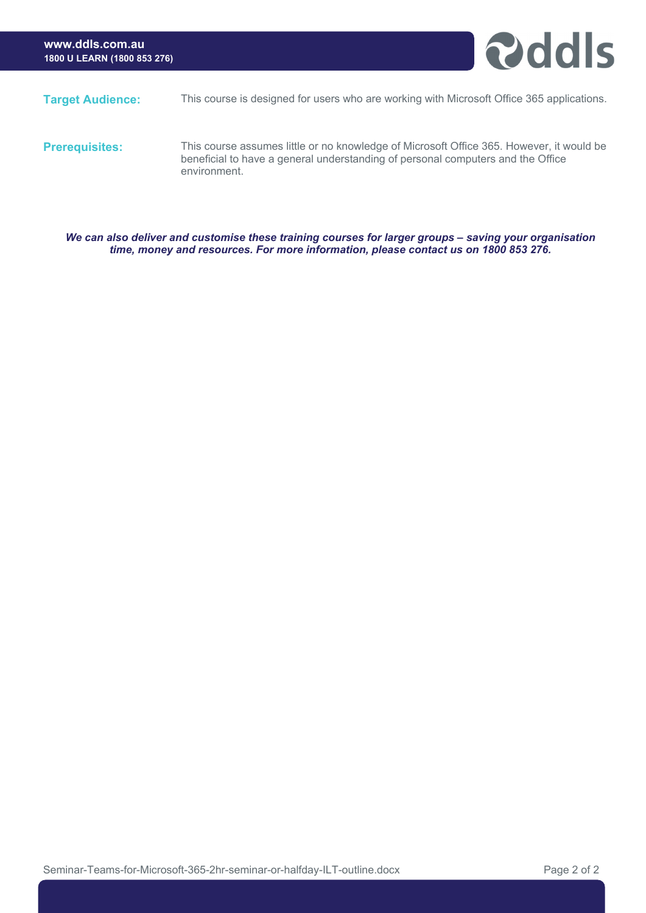**Target Audience:** This course is designed for users who are working with Microsoft Office 365 applications.

**Prerequisites:** This course assumes little or no knowledge of Microsoft Office 365. However, it would be beneficial to have a general understanding of personal computers and the Office environment.

***We can also deliver and customise these training courses for larger groups – saving your organisation time, money and resources. For more information, please contact us on 1800 853 276.***